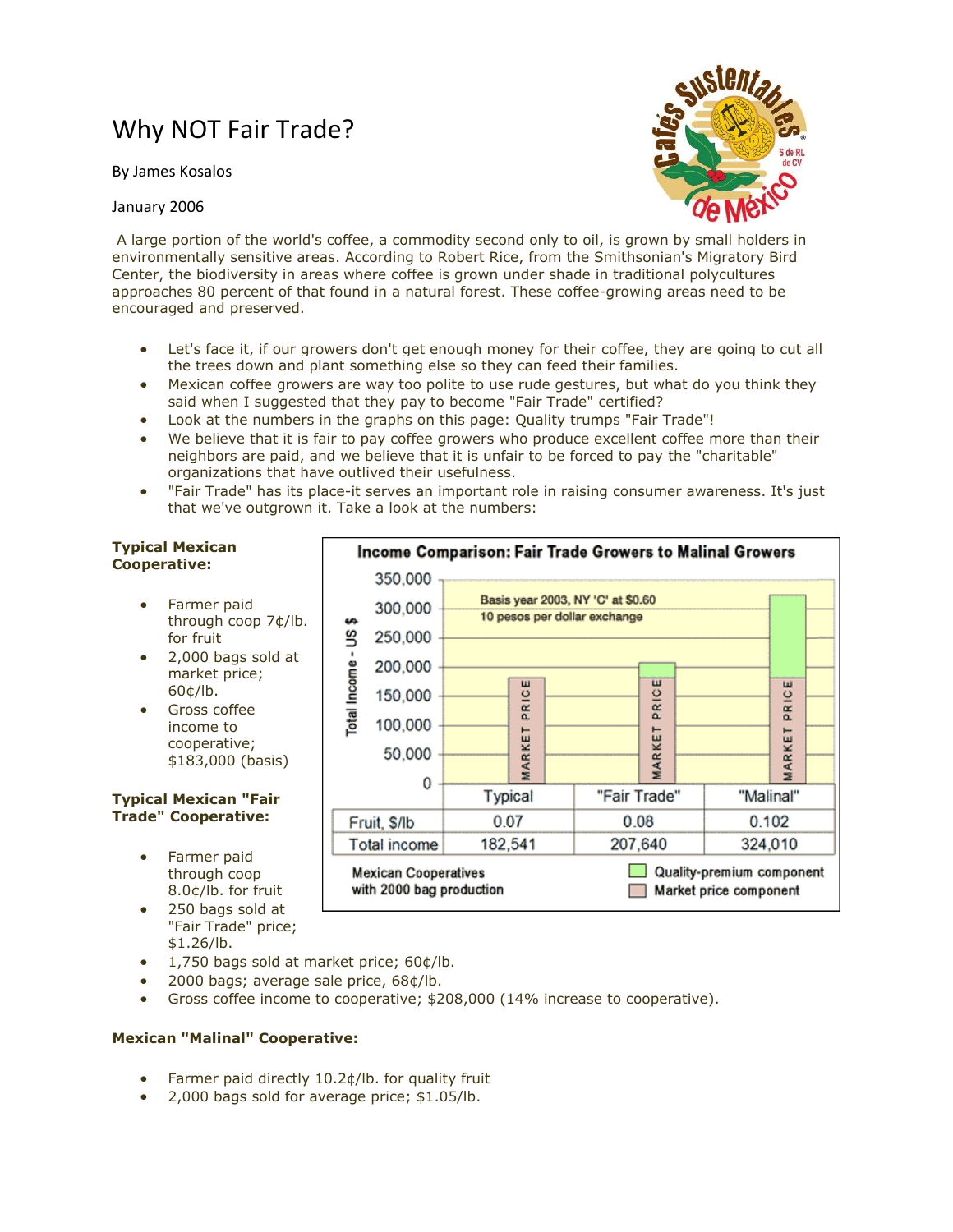# Why NOT Fair Trade?

By James Kosalos

January 2006

A large portion of the world's coffee, a commodity second only to oil, is grown by small holders in environmentally sensitive areas. According to Robert Rice, from the Smithsonian's Migratory Bird Center, the biodiversity in areas where coffee is grown under shade in traditional polycultures approaches 80 percent of that found in a natural forest. These coffee-growing areas need to be encouraged and preserved.

- Let's face it, if our growers don't get enough money for their coffee, they are going to cut all the trees down and plant something else so they can feed their families.
- Mexican coffee growers are way too polite to use rude gestures, but what do you think they said when I suggested that they pay to become "Fair Trade" certified?
- Look at the numbers in the graphs on this page: Quality trumps "Fair Trade"!
- We believe that it is fair to pay coffee growers who produce excellent coffee more than their neighbors are paid, and we believe that it is unfair to be forced to pay the "charitable" organizations that have outlived their usefulness.
- "Fair Trade" has its place-it serves an important role in raising consumer awareness. It's just that we've outgrown it. Take a look at the numbers:

Income Comparison: Fair Trade Growers to Malinal Growers

Basis year 2003, NY 'C' at $0.60

10 pesos per dollar exchange

Total Income - US $

350,000
300,000
250,000
200,000
150,000
100,000
50,000
0

MARKET PRICE

Typical · "Fair Trade" · "Malinal"

Fruit, $/lb: 0.07 · 0.08 · 0.102

Total income: 182,541 · 207,640 · 324,010

Mexican Cooperatives with 2000 bag production

Quality-premium component

Market price component

### Typical Mexican Cooperative:

- Farmer paid through coop 7¢/lb. for fruit
- 2,000 bags sold at market price; 60¢/lb.
- Gross coffee income to cooperative; $183,000 (basis)

### Typical Mexican "Fair Trade" Cooperative:

- Farmer paid through coop 8.0¢/lb. for fruit
- 250 bags sold at "Fair Trade" price; $1.26/lb.
- 1,750 bags sold at market price; 60¢/lb.
- 2000 bags; average sale price, 68¢/lb.
- Gross coffee income to cooperative; $208,000 (14% increase to cooperative).

### Mexican "Malinal" Cooperative:

- Farmer paid directly 10.2¢/lb. for quality fruit
- 2,000 bags sold for average price; $1.05/lb.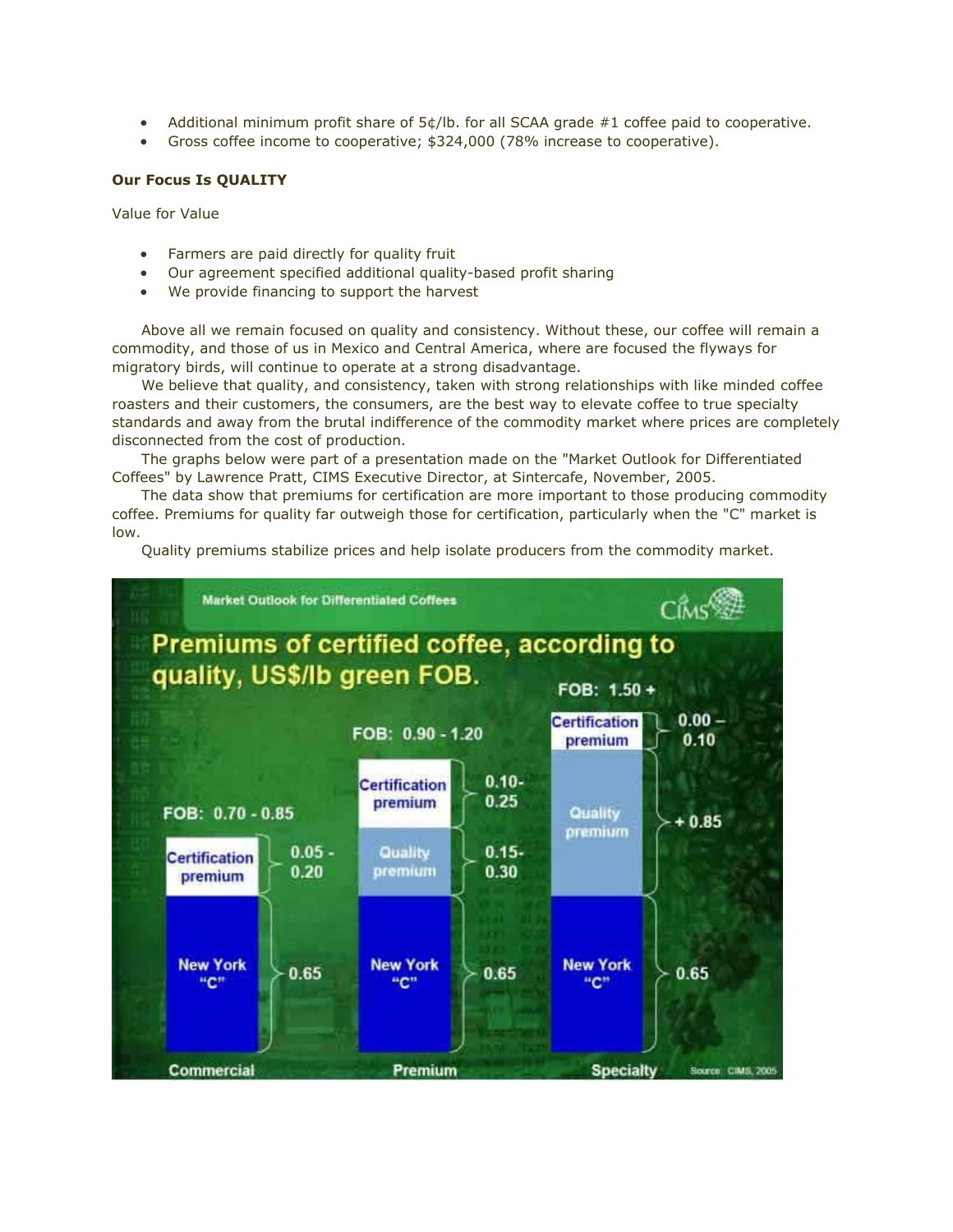- Additional minimum profit share of 5¢/lb. for all SCAA grade #1 coffee paid to cooperative.
- Gross coffee income to cooperative; $324,000 (78% increase to cooperative).

**Our Focus Is QUALITY**

Value for Value

- Farmers are paid directly for quality fruit
- Our agreement specified additional quality-based profit sharing
- We provide financing to support the harvest

Above all we remain focused on quality and consistency. Without these, our coffee will remain a commodity, and those of us in Mexico and Central America, where are focused the flyways for migratory birds, will continue to operate at a strong disadvantage.

We believe that quality, and consistency, taken with strong relationships with like minded coffee roasters and their customers, the consumers, are the best way to elevate coffee to true specialty standards and away from the brutal indifference of the commodity market where prices are completely disconnected from the cost of production.

The graphs below were part of a presentation made on the "Market Outlook for Differentiated Coffees" by Lawrence Pratt, CIMS Executive Director, at Sintercafe, November, 2005.

The data show that premiums for certification are more important to those producing commodity coffee. Premiums for quality far outweigh those for certification, particularly when the "C" market is low.

Quality premiums stabilize prices and help isolate producers from the commodity market.

Market Outlook for Differentiated Coffees

CIMS

Premiums of certified coffee, according to quality, US$/lb green FOB.

FOB: 0.70 - 0.85

Certification premium 0.05 - 0.20

New York "C" 0.65

Commercial

FOB: 0.90 - 1.20

Certification premium 0.10- 0.25

Quality premium 0.15- 0.30

New York "C" 0.65

Premium

FOB: 1.50 +

Certification premium 0.00 – 0.10

Quality premium + 0.85

New York "C" 0.65

Specialty

Source: CIMS, 2005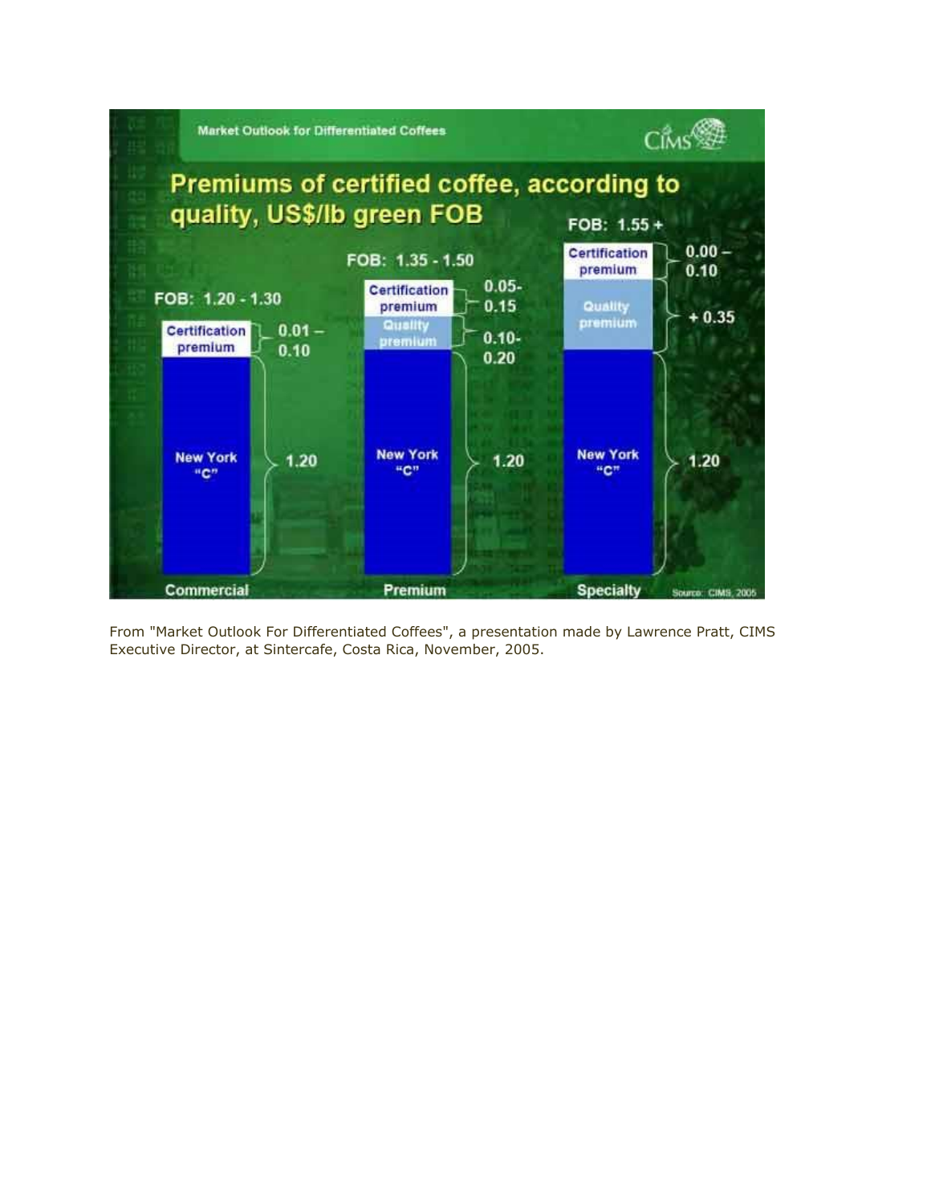Market Outlook for Differentiated Coffees

CIMS

## Premiums of certified coffee, according to quality, US$/lb green FOB

FOB: 1.20 - 1.30

Certification premium

0.01 – 0.10

New York "C"

1.20

Commercial

FOB: 1.35 - 1.50

Certification premium

0.05- 0.15

Quality premium

0.10- 0.20

New York "C"

1.20

Premium

FOB: 1.55 +

Certification premium

0.00 – 0.10

Quality premium

+ 0.35

New York "C"

1.20

Specialty

Source: CIMS, 2005

From "Market Outlook For Differentiated Coffees", a presentation made by Lawrence Pratt, CIMS Executive Director, at Sintercafe, Costa Rica, November, 2005.